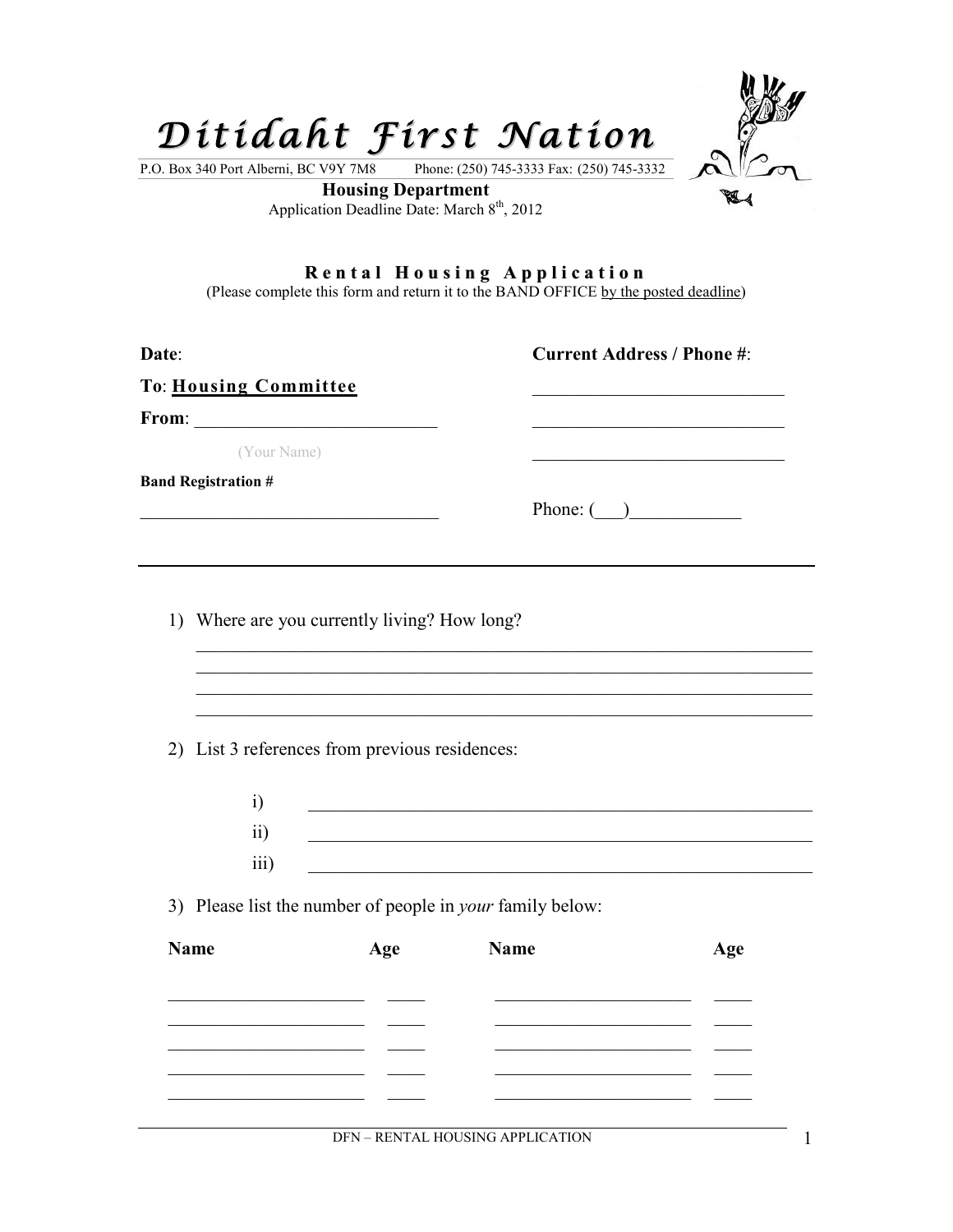# *Ditidaht First Nation*

P.O. Box 340 Port Alberni, BC V9Y 7M8 Phone: (250) 745-3333 Fax: (250) 745-3332

**Housing Department**

Application Deadline Date: March 8th, 2012

## Rental Housing Application

(Please complete this form and return it to the BAND OFFICE by the posted deadline)

**Date**:

**To**: **Housing Committee**

**From**: ___________________________

(Your Name)

**Band Registration #**

___________________________________

**Current Address / Phone #**:

___________________________

___________________________

___________________________

Phone: (___)____________

---

1) Where are you currently living? How long?

_________________________________________________________________

_________________________________________________________________

_________________________________________________________________

_________________________________________________________________

2) List 3 references from previous residences:

   i) _______________________________________________________

   ii) _______________________________________________________

   iii) _______________________________________________________

3) Please list the number of people in *your* family below:

| Name | Age | Name | Age |
|---|---|---|---|
| ______________________ | ____ | ______________________ | ____ |
| ______________________ | ____ | ______________________ | ____ |
| ______________________ | ____ | ______________________ | ____ |
| ______________________ | ____ | ______________________ | ____ |
| ______________________ | ____ | ______________________ | ____ |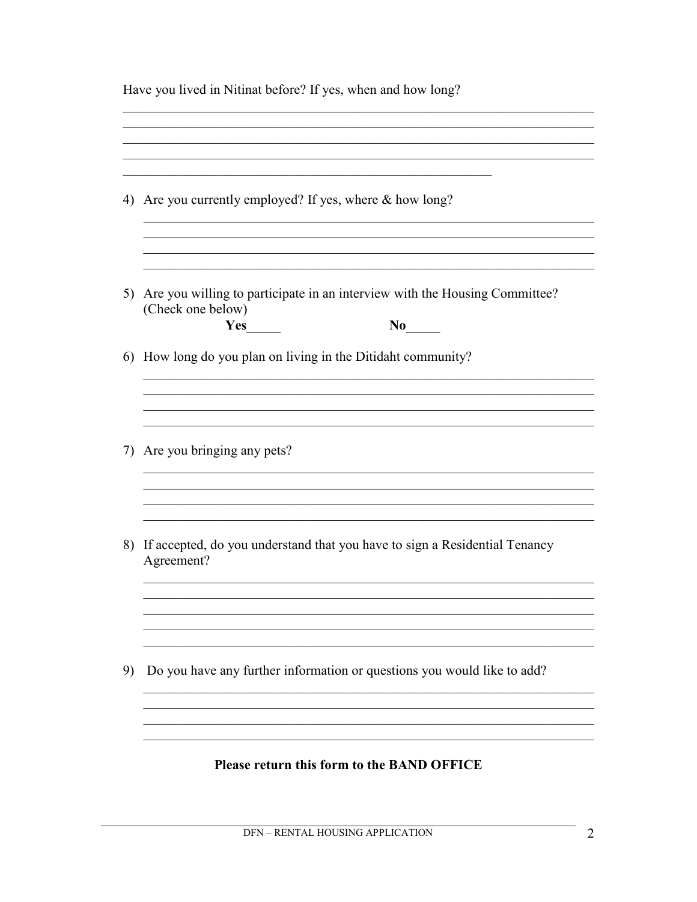Have you lived in Nitinat before? If yes, when and how long?

4) Are you currently employed? If yes, where & how long?

5) Are you willing to participate in an interview with the Housing Committee? (Check one below)

   **Yes**_____ **No**_____

6) How long do you plan on living in the Ditidaht community?

7) Are you bringing any pets?

8) If accepted, do you understand that you have to sign a Residential Tenancy Agreement?

9) Do you have any further information or questions you would like to add?

**Please return this form to the BAND OFFICE**